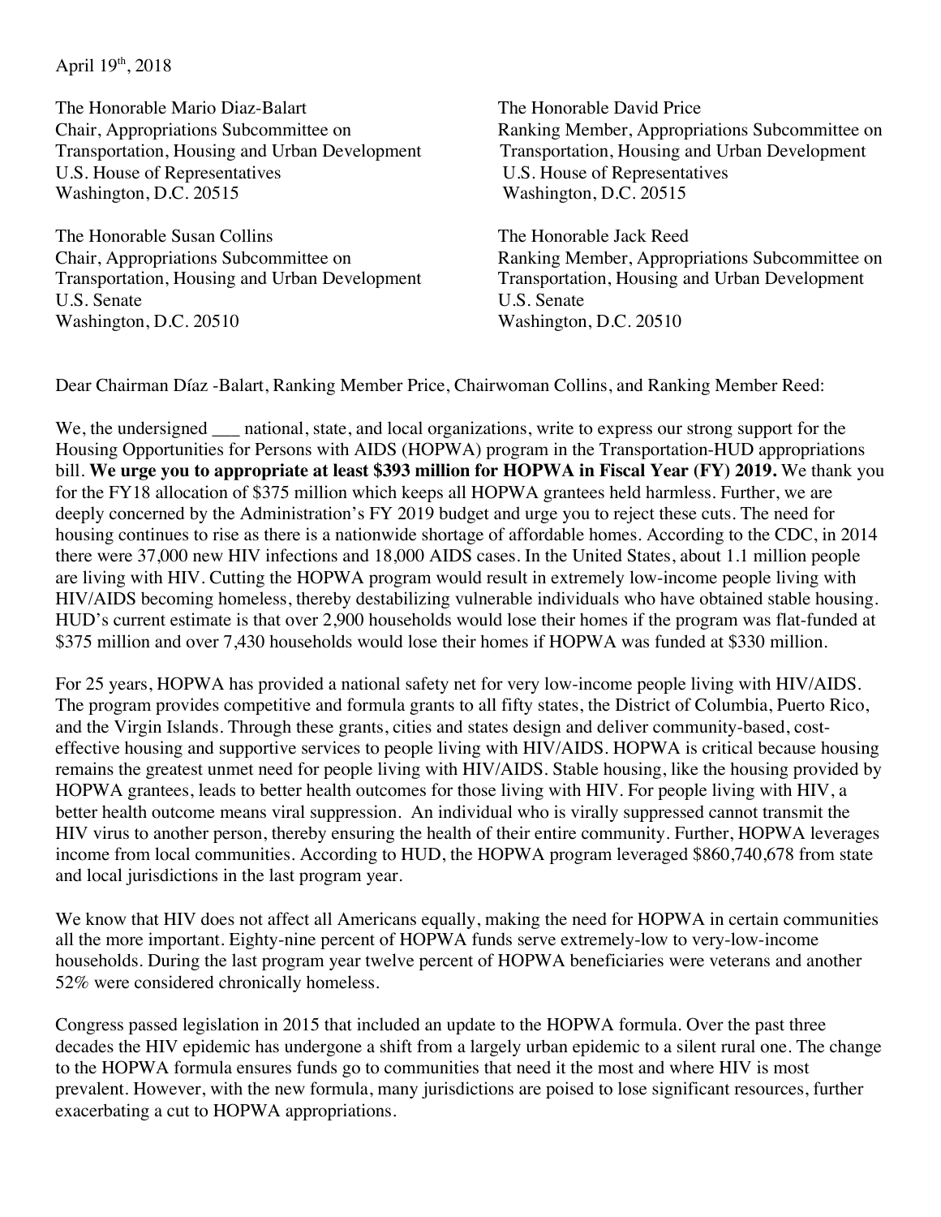April 19th, 2018

The Honorable Mario Diaz-Balart
Chair, Appropriations Subcommittee on
Transportation, Housing and Urban Development
U.S. House of Representatives
Washington, D.C. 20515

The Honorable David Price
Ranking Member, Appropriations Subcommittee on
Transportation, Housing and Urban Development
U.S. House of Representatives
Washington, D.C. 20515

The Honorable Susan Collins
Chair, Appropriations Subcommittee on
Transportation, Housing and Urban Development
U.S. Senate
Washington, D.C. 20510

The Honorable Jack Reed
Ranking Member, Appropriations Subcommittee on
Transportation, Housing and Urban Development
U.S. Senate
Washington, D.C. 20510

Dear Chairman Díaz -Balart, Ranking Member Price, Chairwoman Collins, and Ranking Member Reed:

We, the undersigned ___ national, state, and local organizations, write to express our strong support for the Housing Opportunities for Persons with AIDS (HOPWA) program in the Transportation-HUD appropriations bill. **We urge you to appropriate at least $393 million for HOPWA in Fiscal Year (FY) 2019.** We thank you for the FY18 allocation of $375 million which keeps all HOPWA grantees held harmless. Further, we are deeply concerned by the Administration's FY 2019 budget and urge you to reject these cuts. The need for housing continues to rise as there is a nationwide shortage of affordable homes. According to the CDC, in 2014 there were 37,000 new HIV infections and 18,000 AIDS cases. In the United States, about 1.1 million people are living with HIV. Cutting the HOPWA program would result in extremely low-income people living with HIV/AIDS becoming homeless, thereby destabilizing vulnerable individuals who have obtained stable housing. HUD's current estimate is that over 2,900 households would lose their homes if the program was flat-funded at $375 million and over 7,430 households would lose their homes if HOPWA was funded at $330 million.

For 25 years, HOPWA has provided a national safety net for very low-income people living with HIV/AIDS. The program provides competitive and formula grants to all fifty states, the District of Columbia, Puerto Rico, and the Virgin Islands. Through these grants, cities and states design and deliver community-based, cost-effective housing and supportive services to people living with HIV/AIDS. HOPWA is critical because housing remains the greatest unmet need for people living with HIV/AIDS. Stable housing, like the housing provided by HOPWA grantees, leads to better health outcomes for those living with HIV. For people living with HIV, a better health outcome means viral suppression. An individual who is virally suppressed cannot transmit the HIV virus to another person, thereby ensuring the health of their entire community. Further, HOPWA leverages income from local communities. According to HUD, the HOPWA program leveraged $860,740,678 from state and local jurisdictions in the last program year.

We know that HIV does not affect all Americans equally, making the need for HOPWA in certain communities all the more important. Eighty-nine percent of HOPWA funds serve extremely-low to very-low-income households. During the last program year twelve percent of HOPWA beneficiaries were veterans and another 52% were considered chronically homeless.

Congress passed legislation in 2015 that included an update to the HOPWA formula. Over the past three decades the HIV epidemic has undergone a shift from a largely urban epidemic to a silent rural one. The change to the HOPWA formula ensures funds go to communities that need it the most and where HIV is most prevalent. However, with the new formula, many jurisdictions are poised to lose significant resources, further exacerbating a cut to HOPWA appropriations.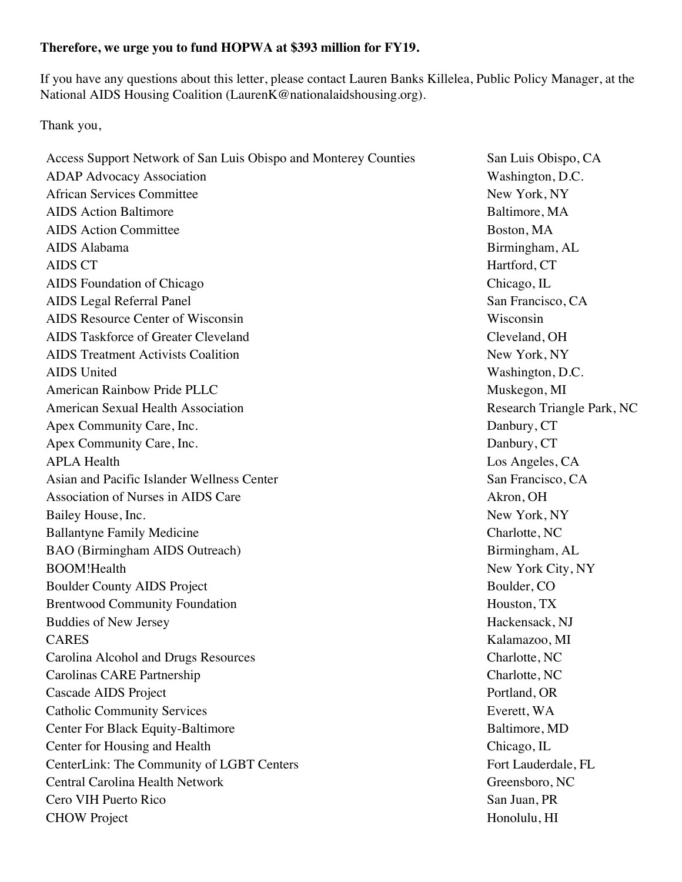**Therefore, we urge you to fund HOPWA at $393 million for FY19.**

If you have any questions about this letter, please contact Lauren Banks Killelea, Public Policy Manager, at the National AIDS Housing Coalition (LaurenK@nationalaidshousing.org).

Thank you,

| | |
|---|---|
| Access Support Network of San Luis Obispo and Monterey Counties | San Luis Obispo, CA |
| ADAP Advocacy Association | Washington, D.C. |
| African Services Committee | New York, NY |
| AIDS Action Baltimore | Baltimore, MA |
| AIDS Action Committee | Boston, MA |
| AIDS Alabama | Birmingham, AL |
| AIDS CT | Hartford, CT |
| AIDS Foundation of Chicago | Chicago, IL |
| AIDS Legal Referral Panel | San Francisco, CA |
| AIDS Resource Center of Wisconsin | Wisconsin |
| AIDS Taskforce of Greater Cleveland | Cleveland, OH |
| AIDS Treatment Activists Coalition | New York, NY |
| AIDS United | Washington, D.C. |
| American Rainbow Pride PLLC | Muskegon, MI |
| American Sexual Health Association | Research Triangle Park, NC |
| Apex Community Care, Inc. | Danbury, CT |
| Apex Community Care, Inc. | Danbury, CT |
| APLA Health | Los Angeles, CA |
| Asian and Pacific Islander Wellness Center | San Francisco, CA |
| Association of Nurses in AIDS Care | Akron, OH |
| Bailey House, Inc. | New York, NY |
| Ballantyne Family Medicine | Charlotte, NC |
| BAO (Birmingham AIDS Outreach) | Birmingham, AL |
| BOOM!Health | New York City, NY |
| Boulder County AIDS Project | Boulder, CO |
| Brentwood Community Foundation | Houston, TX |
| Buddies of New Jersey | Hackensack, NJ |
| CARES | Kalamazoo, MI |
| Carolina Alcohol and Drugs Resources | Charlotte, NC |
| Carolinas CARE Partnership | Charlotte, NC |
| Cascade AIDS Project | Portland, OR |
| Catholic Community Services | Everett, WA |
| Center For Black Equity-Baltimore | Baltimore, MD |
| Center for Housing and Health | Chicago, IL |
| CenterLink: The Community of LGBT Centers | Fort Lauderdale, FL |
| Central Carolina Health Network | Greensboro, NC |
| Cero VIH Puerto Rico | San Juan, PR |
| CHOW Project | Honolulu, HI |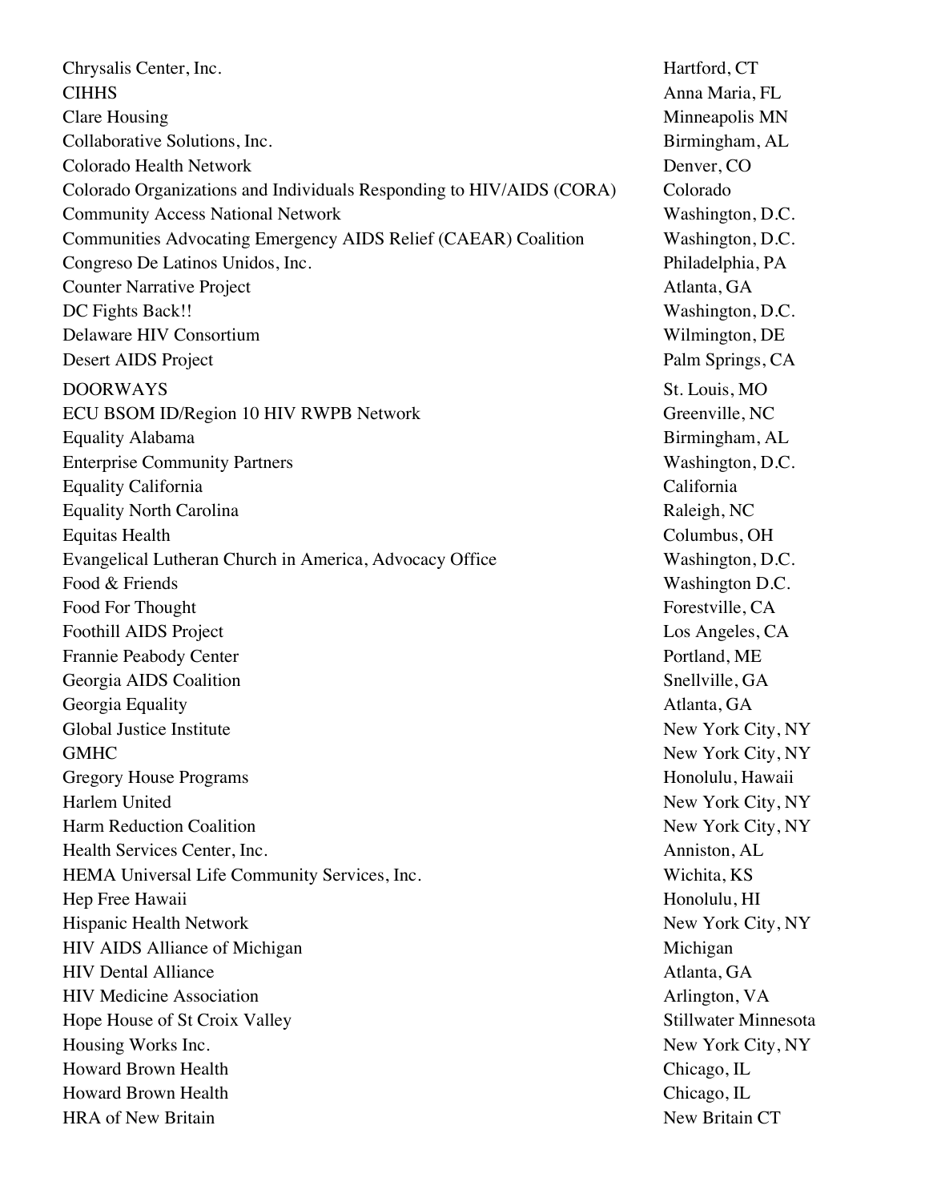| | |
|---|---|
| Chrysalis Center, Inc. | Hartford, CT |
| CIHHS | Anna Maria, FL |
| Clare Housing | Minneapolis MN |
| Collaborative Solutions, Inc. | Birmingham, AL |
| Colorado Health Network | Denver, CO |
| Colorado Organizations and Individuals Responding to HIV/AIDS (CORA) | Colorado |
| Community Access National Network | Washington, D.C. |
| Communities Advocating Emergency AIDS Relief (CAEAR) Coalition | Washington, D.C. |
| Congreso De Latinos Unidos, Inc. | Philadelphia, PA |
| Counter Narrative Project | Atlanta, GA |
| DC Fights Back!! | Washington, D.C. |
| Delaware HIV Consortium | Wilmington, DE |
| Desert AIDS Project | Palm Springs, CA |
| DOORWAYS | St. Louis, MO |
| ECU BSOM ID/Region 10 HIV RWPB Network | Greenville, NC |
| Equality Alabama | Birmingham, AL |
| Enterprise Community Partners | Washington, D.C. |
| Equality California | California |
| Equality North Carolina | Raleigh, NC |
| Equitas Health | Columbus, OH |
| Evangelical Lutheran Church in America, Advocacy Office | Washington, D.C. |
| Food & Friends | Washington D.C. |
| Food For Thought | Forestville, CA |
| Foothill AIDS Project | Los Angeles, CA |
| Frannie Peabody Center | Portland, ME |
| Georgia AIDS Coalition | Snellville, GA |
| Georgia Equality | Atlanta, GA |
| Global Justice Institute | New York City, NY |
| GMHC | New York City, NY |
| Gregory House Programs | Honolulu, Hawaii |
| Harlem United | New York City, NY |
| Harm Reduction Coalition | New York City, NY |
| Health Services Center, Inc. | Anniston, AL |
| HEMA Universal Life Community Services, Inc. | Wichita, KS |
| Hep Free Hawaii | Honolulu, HI |
| Hispanic Health Network | New York City, NY |
| HIV AIDS Alliance of Michigan | Michigan |
| HIV Dental Alliance | Atlanta, GA |
| HIV Medicine Association | Arlington, VA |
| Hope House of St Croix Valley | Stillwater Minnesota |
| Housing Works Inc. | New York City, NY |
| Howard Brown Health | Chicago, IL |
| Howard Brown Health | Chicago, IL |
| HRA of New Britain | New Britain CT |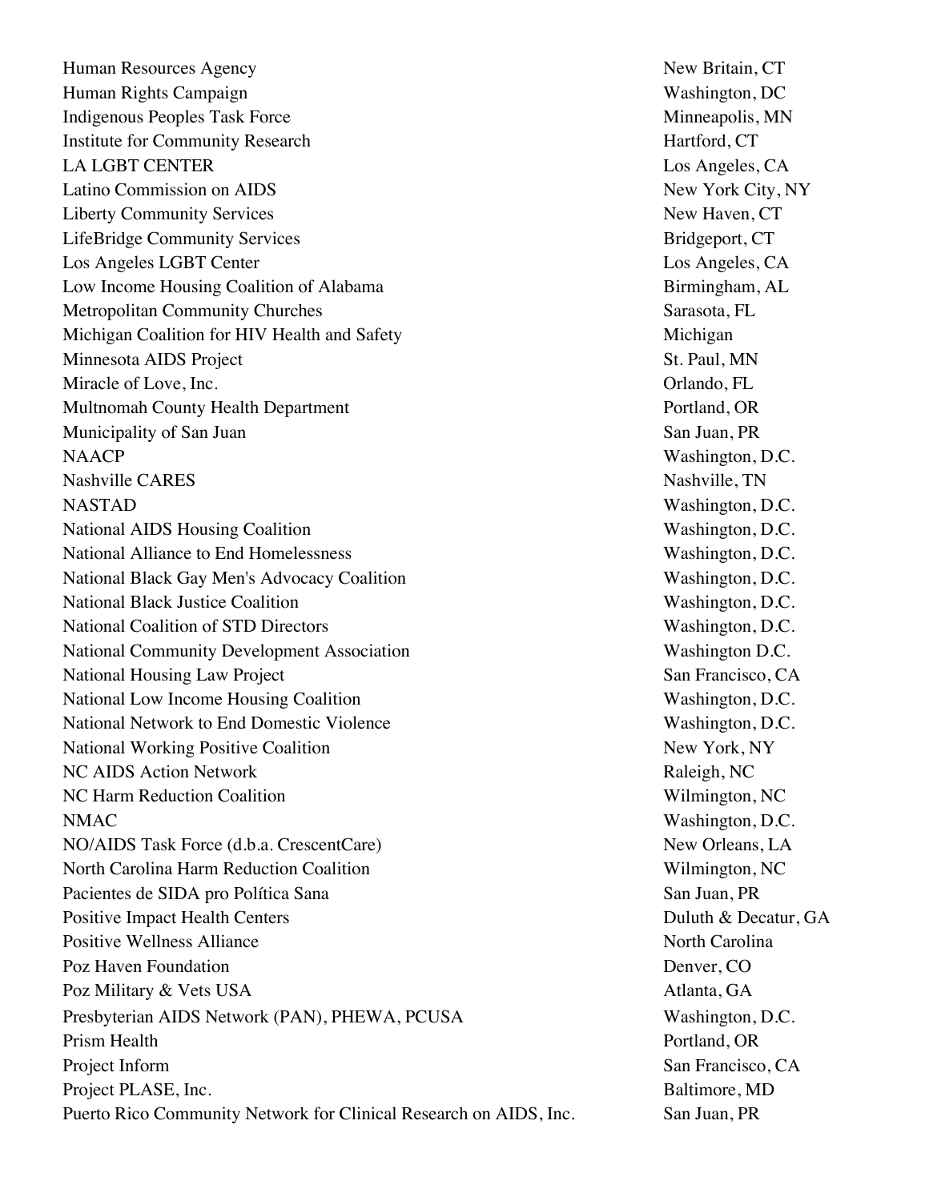| | |
|---|---|
| Human Resources Agency | New Britain, CT |
| Human Rights Campaign | Washington, DC |
| Indigenous Peoples Task Force | Minneapolis, MN |
| Institute for Community Research | Hartford, CT |
| LA LGBT CENTER | Los Angeles, CA |
| Latino Commission on AIDS | New York City, NY |
| Liberty Community Services | New Haven, CT |
| LifeBridge Community Services | Bridgeport, CT |
| Los Angeles LGBT Center | Los Angeles, CA |
| Low Income Housing Coalition of Alabama | Birmingham, AL |
| Metropolitan Community Churches | Sarasota, FL |
| Michigan Coalition for HIV Health and Safety | Michigan |
| Minnesota AIDS Project | St. Paul, MN |
| Miracle of Love, Inc. | Orlando, FL |
| Multnomah County Health Department | Portland, OR |
| Municipality of San Juan | San Juan, PR |
| NAACP | Washington, D.C. |
| Nashville CARES | Nashville, TN |
| NASTAD | Washington, D.C. |
| National AIDS Housing Coalition | Washington, D.C. |
| National Alliance to End Homelessness | Washington, D.C. |
| National Black Gay Men's Advocacy Coalition | Washington, D.C. |
| National Black Justice Coalition | Washington, D.C. |
| National Coalition of STD Directors | Washington, D.C. |
| National Community Development Association | Washington D.C. |
| National Housing Law Project | San Francisco, CA |
| National Low Income Housing Coalition | Washington, D.C. |
| National Network to End Domestic Violence | Washington, D.C. |
| National Working Positive Coalition | New York, NY |
| NC AIDS Action Network | Raleigh, NC |
| NC Harm Reduction Coalition | Wilmington, NC |
| NMAC | Washington, D.C. |
| NO/AIDS Task Force (d.b.a. CrescentCare) | New Orleans, LA |
| North Carolina Harm Reduction Coalition | Wilmington, NC |
| Pacientes de SIDA pro Política Sana | San Juan, PR |
| Positive Impact Health Centers | Duluth & Decatur, GA |
| Positive Wellness Alliance | North Carolina |
| Poz Haven Foundation | Denver, CO |
| Poz Military & Vets USA | Atlanta, GA |
| Presbyterian AIDS Network (PAN), PHEWA, PCUSA | Washington, D.C. |
| Prism Health | Portland, OR |
| Project Inform | San Francisco, CA |
| Project PLASE, Inc. | Baltimore, MD |
| Puerto Rico Community Network for Clinical Research on AIDS, Inc. | San Juan, PR |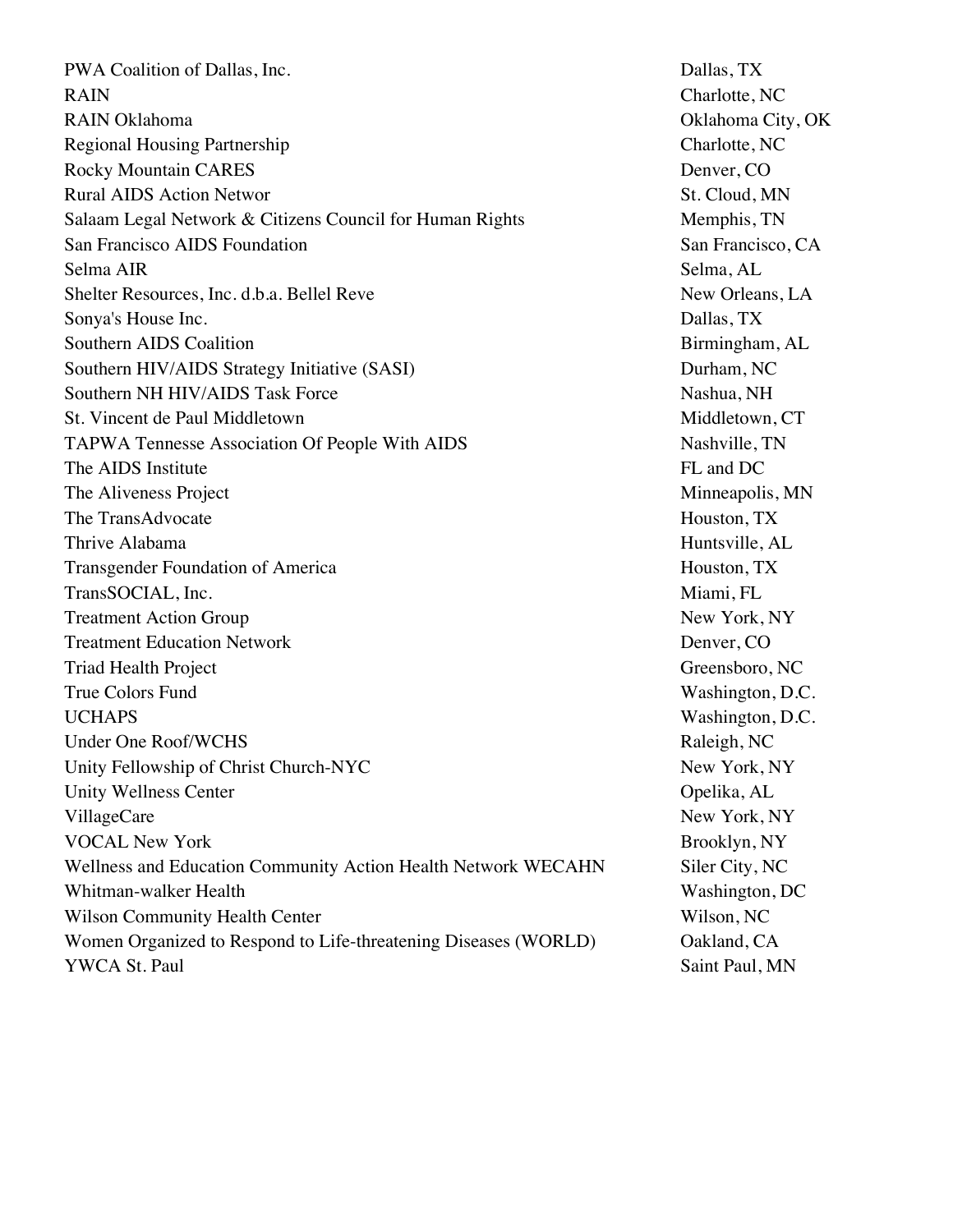| | |
|---|---|
| PWA Coalition of Dallas, Inc. | Dallas, TX |
| RAIN | Charlotte, NC |
| RAIN Oklahoma | Oklahoma City, OK |
| Regional Housing Partnership | Charlotte, NC |
| Rocky Mountain CARES | Denver, CO |
| Rural AIDS Action Networ | St. Cloud, MN |
| Salaam Legal Network & Citizens Council for Human Rights | Memphis, TN |
| San Francisco AIDS Foundation | San Francisco, CA |
| Selma AIR | Selma, AL |
| Shelter Resources, Inc. d.b.a. Bellel Reve | New Orleans, LA |
| Sonya's House Inc. | Dallas, TX |
| Southern AIDS Coalition | Birmingham, AL |
| Southern HIV/AIDS Strategy Initiative (SASI) | Durham, NC |
| Southern NH HIV/AIDS Task Force | Nashua, NH |
| St. Vincent de Paul Middletown | Middletown, CT |
| TAPWA Tennesse Association Of People With AIDS | Nashville, TN |
| The AIDS Institute | FL and DC |
| The Aliveness Project | Minneapolis, MN |
| The TransAdvocate | Houston, TX |
| Thrive Alabama | Huntsville, AL |
| Transgender Foundation of America | Houston, TX |
| TransSOCIAL, Inc. | Miami, FL |
| Treatment Action Group | New York, NY |
| Treatment Education Network | Denver, CO |
| Triad Health Project | Greensboro, NC |
| True Colors Fund | Washington, D.C. |
| UCHAPS | Washington, D.C. |
| Under One Roof/WCHS | Raleigh, NC |
| Unity Fellowship of Christ Church-NYC | New York, NY |
| Unity Wellness Center | Opelika, AL |
| VillageCare | New York, NY |
| VOCAL New York | Brooklyn, NY |
| Wellness and Education Community Action Health Network WECAHN | Siler City, NC |
| Whitman-walker Health | Washington, DC |
| Wilson Community Health Center | Wilson, NC |
| Women Organized to Respond to Life-threatening Diseases (WORLD) | Oakland, CA |
| YWCA St. Paul | Saint Paul, MN |